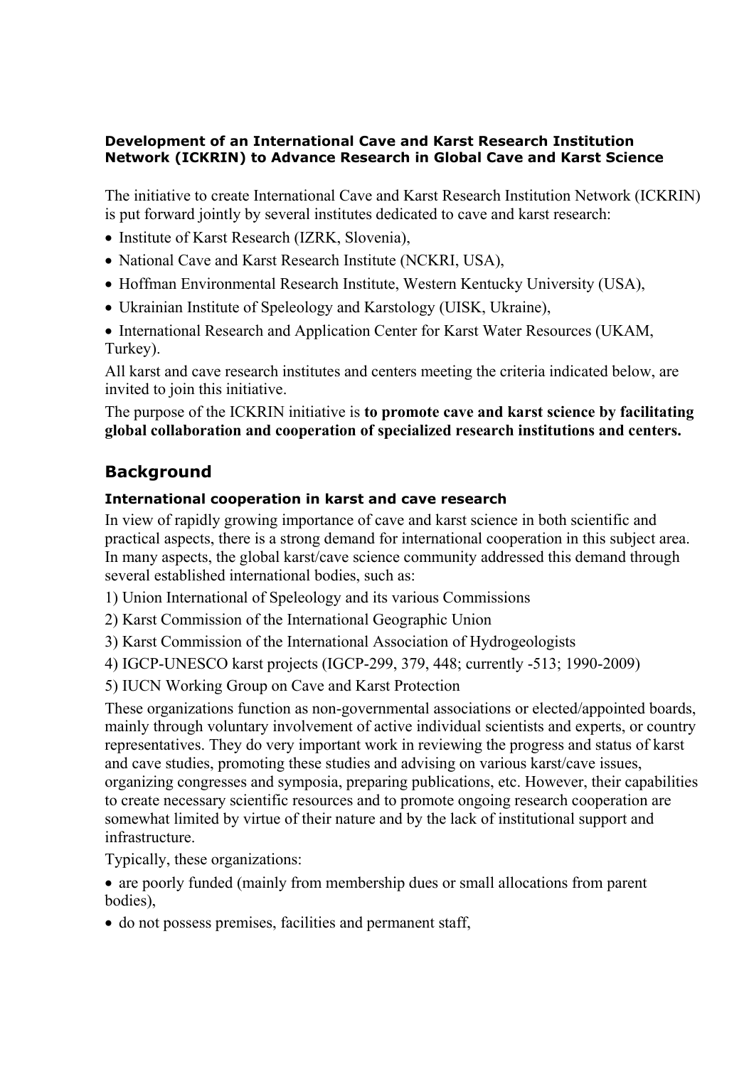# Development of an International Cave and Karst Research Institution Network (ICKRIN) to Advance Research in Global Cave and Karst Science

The initiative to create International Cave and Karst Research Institution Network (ICKRIN) is put forward jointly by several institutes dedicated to cave and karst research:

- Institute of Karst Research (IZRK, Slovenia),
- National Cave and Karst Research Institute (NCKRI, USA),
- Hoffman Environmental Research Institute, Western Kentucky University (USA),
- Ukrainian Institute of Speleology and Karstology (UISK, Ukraine),
- International Research and Application Center for Karst Water Resources (UKAM, Turkey).

All karst and cave research institutes and centers meeting the criteria indicated below, are invited to join this initiative.

The purpose of the ICKRIN initiative is **to promote cave and karst science by facilitating global collaboration and cooperation of specialized research institutions and centers.**

## Background

### International cooperation in karst and cave research

In view of rapidly growing importance of cave and karst science in both scientific and practical aspects, there is a strong demand for international cooperation in this subject area. In many aspects, the global karst/cave science community addressed this demand through several established international bodies, such as:

1) Union International of Speleology and its various Commissions
2) Karst Commission of the International Geographic Union
3) Karst Commission of the International Association of Hydrogeologists
4) IGCP-UNESCO karst projects (IGCP-299, 379, 448; currently -513; 1990-2009)
5) IUCN Working Group on Cave and Karst Protection

These organizations function as non-governmental associations or elected/appointed boards, mainly through voluntary involvement of active individual scientists and experts, or country representatives. They do very important work in reviewing the progress and status of karst and cave studies, promoting these studies and advising on various karst/cave issues, organizing congresses and symposia, preparing publications, etc. However, their capabilities to create necessary scientific resources and to promote ongoing research cooperation are somewhat limited by virtue of their nature and by the lack of institutional support and infrastructure.

Typically, these organizations:

- are poorly funded (mainly from membership dues or small allocations from parent bodies),
- do not possess premises, facilities and permanent staff,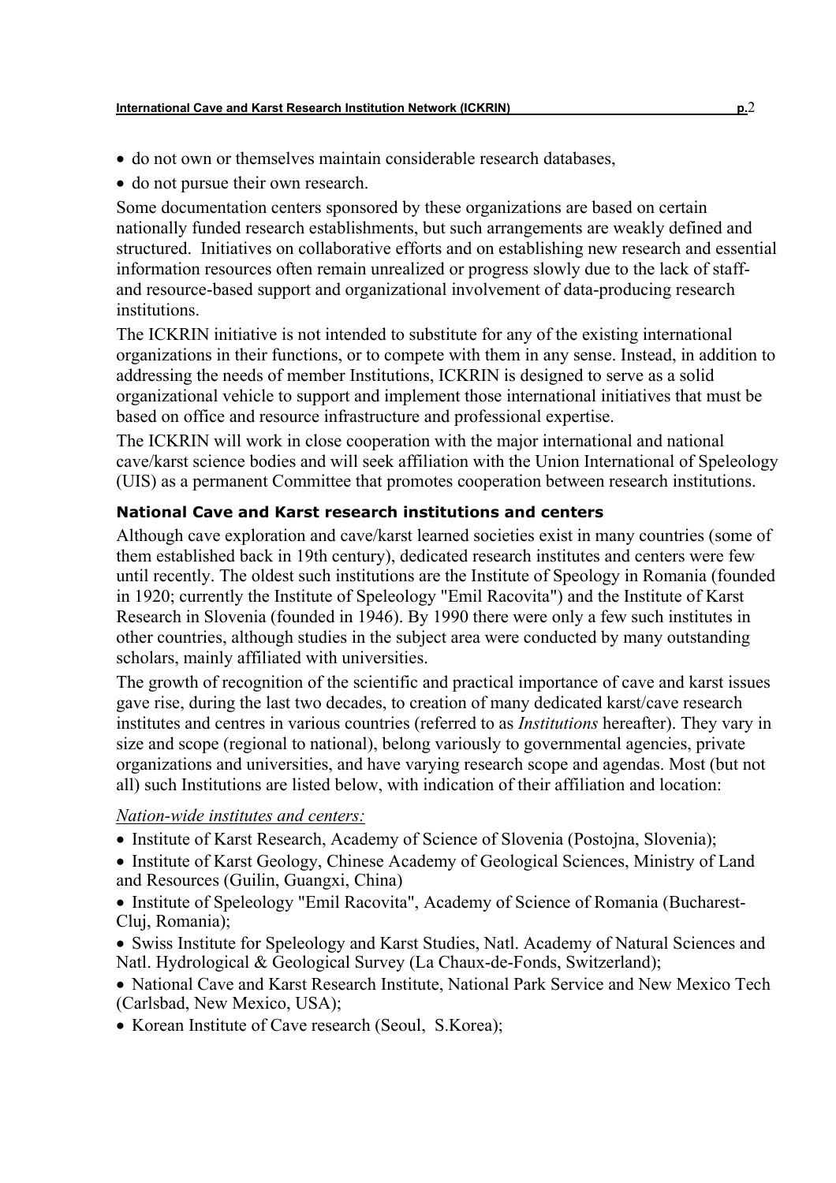- do not own or themselves maintain considerable research databases,
- do not pursue their own research.

Some documentation centers sponsored by these organizations are based on certain nationally funded research establishments, but such arrangements are weakly defined and structured. Initiatives on collaborative efforts and on establishing new research and essential information resources often remain unrealized or progress slowly due to the lack of staff- and resource-based support and organizational involvement of data-producing research institutions.

The ICKRIN initiative is not intended to substitute for any of the existing international organizations in their functions, or to compete with them in any sense. Instead, in addition to addressing the needs of member Institutions, ICKRIN is designed to serve as a solid organizational vehicle to support and implement those international initiatives that must be based on office and resource infrastructure and professional expertise.

The ICKRIN will work in close cooperation with the major international and national cave/karst science bodies and will seek affiliation with the Union International of Speleology (UIS) as a permanent Committee that promotes cooperation between research institutions.

### National Cave and Karst research institutions and centers

Although cave exploration and cave/karst learned societies exist in many countries (some of them established back in 19th century), dedicated research institutes and centers were few until recently. The oldest such institutions are the Institute of Speology in Romania (founded in 1920; currently the Institute of Speleology "Emil Racovita") and the Institute of Karst Research in Slovenia (founded in 1946). By 1990 there were only a few such institutes in other countries, although studies in the subject area were conducted by many outstanding scholars, mainly affiliated with universities.

The growth of recognition of the scientific and practical importance of cave and karst issues gave rise, during the last two decades, to creation of many dedicated karst/cave research institutes and centres in various countries (referred to as *Institutions* hereafter). They vary in size and scope (regional to national), belong variously to governmental agencies, private organizations and universities, and have varying research scope and agendas. Most (but not all) such Institutions are listed below, with indication of their affiliation and location:

*Nation-wide institutes and centers:*

- Institute of Karst Research, Academy of Science of Slovenia (Postojna, Slovenia);
- Institute of Karst Geology, Chinese Academy of Geological Sciences, Ministry of Land and Resources (Guilin, Guangxi, China)
- Institute of Speleology "Emil Racovita", Academy of Science of Romania (Bucharest-Cluj, Romania);
- Swiss Institute for Speleology and Karst Studies, Natl. Academy of Natural Sciences and Natl. Hydrological & Geological Survey (La Chaux-de-Fonds, Switzerland);
- National Cave and Karst Research Institute, National Park Service and New Mexico Tech (Carlsbad, New Mexico, USA);
- Korean Institute of Cave research (Seoul, S.Korea);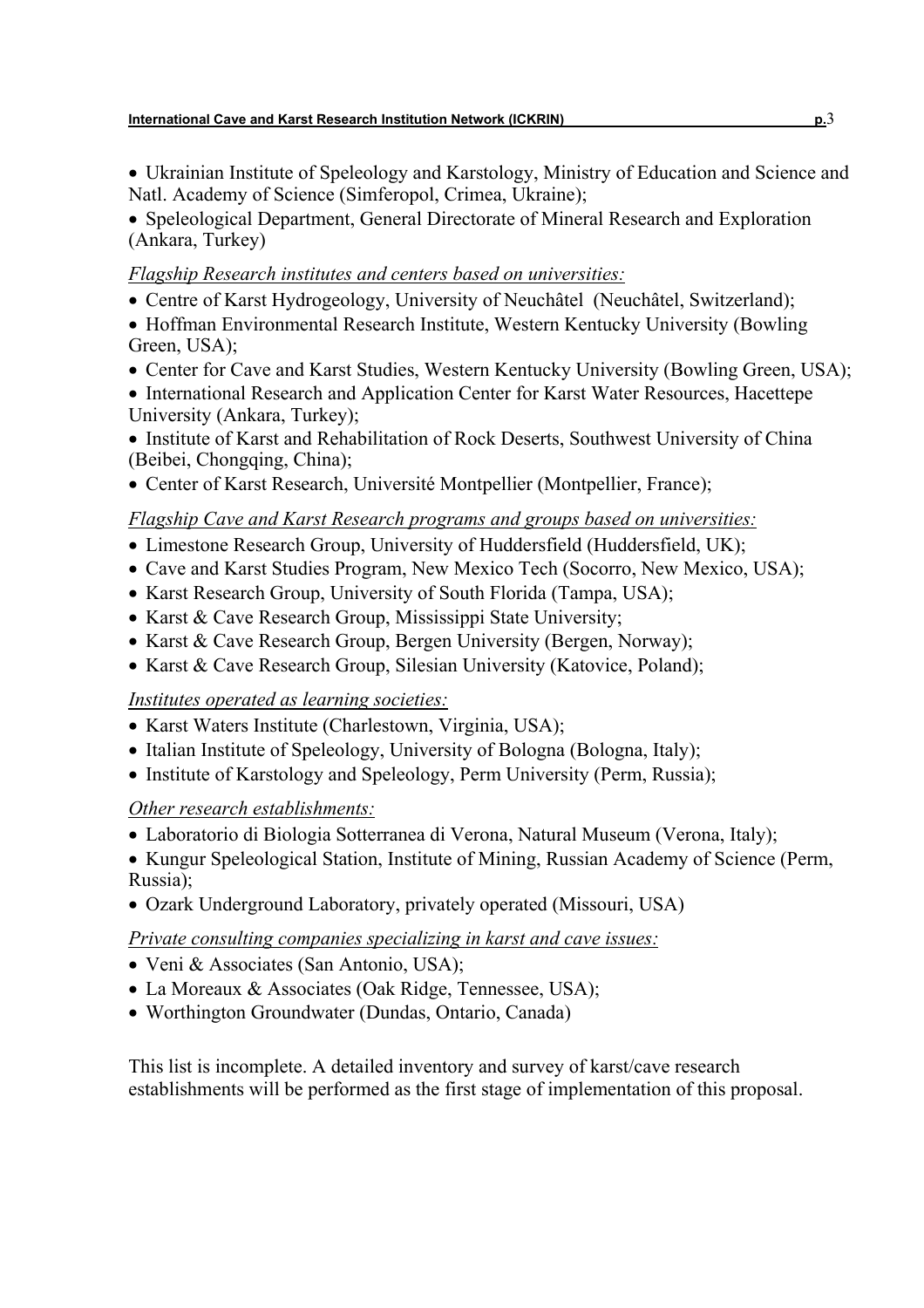- Ukrainian Institute of Speleology and Karstology, Ministry of Education and Science and Natl. Academy of Science (Simferopol, Crimea, Ukraine);
- Speleological Department, General Directorate of Mineral Research and Exploration (Ankara, Turkey)

*Flagship Research institutes and centers based on universities:*

- Centre of Karst Hydrogeology, University of Neuchâtel (Neuchâtel, Switzerland);
- Hoffman Environmental Research Institute, Western Kentucky University (Bowling Green, USA);
- Center for Cave and Karst Studies, Western Kentucky University (Bowling Green, USA);
- International Research and Application Center for Karst Water Resources, Hacettepe University (Ankara, Turkey);
- Institute of Karst and Rehabilitation of Rock Deserts, Southwest University of China (Beibei, Chongqing, China);
- Center of Karst Research, Université Montpellier (Montpellier, France);

*Flagship Cave and Karst Research programs and groups based on universities:*

- Limestone Research Group, University of Huddersfield (Huddersfield, UK);
- Cave and Karst Studies Program, New Mexico Tech (Socorro, New Mexico, USA);
- Karst Research Group, University of South Florida (Tampa, USA);
- Karst & Cave Research Group, Mississippi State University;
- Karst & Cave Research Group, Bergen University (Bergen, Norway);
- Karst & Cave Research Group, Silesian University (Katovice, Poland);

*Institutes operated as learning societies:*

- Karst Waters Institute (Charlestown, Virginia, USA);
- Italian Institute of Speleology, University of Bologna (Bologna, Italy);
- Institute of Karstology and Speleology, Perm University (Perm, Russia);

*Other research establishments:*

- Laboratorio di Biologia Sotterranea di Verona, Natural Museum (Verona, Italy);
- Kungur Speleological Station, Institute of Mining, Russian Academy of Science (Perm, Russia);
- Ozark Underground Laboratory, privately operated (Missouri, USA)

*Private consulting companies specializing in karst and cave issues:*

- Veni & Associates (San Antonio, USA);
- La Moreaux & Associates (Oak Ridge, Tennessee, USA);
- Worthington Groundwater (Dundas, Ontario, Canada)

This list is incomplete. A detailed inventory and survey of karst/cave research establishments will be performed as the first stage of implementation of this proposal.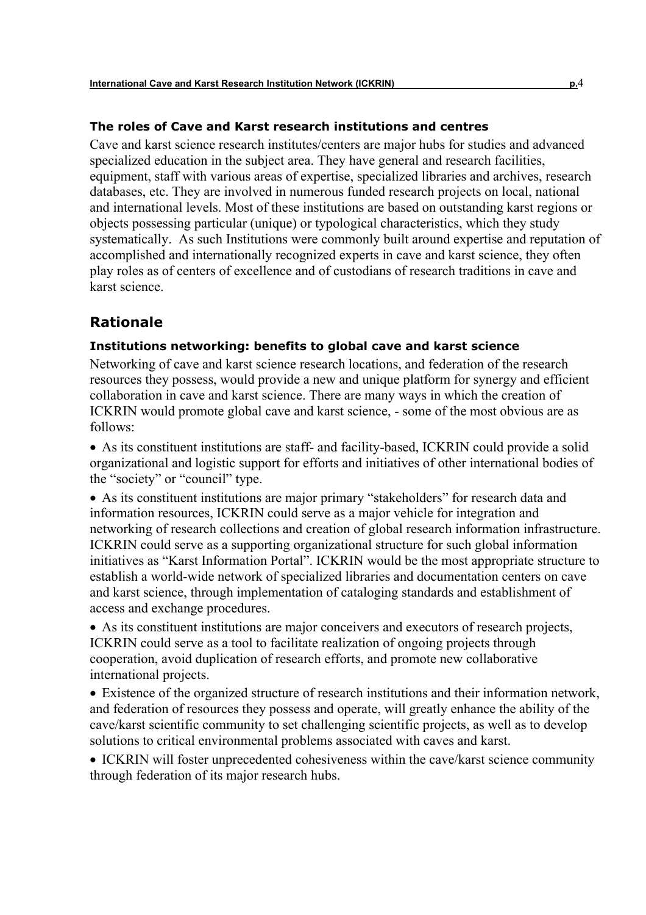### The roles of Cave and Karst research institutions and centres

Cave and karst science research institutes/centers are major hubs for studies and advanced specialized education in the subject area. They have general and research facilities, equipment, staff with various areas of expertise, specialized libraries and archives, research databases, etc. They are involved in numerous funded research projects on local, national and international levels. Most of these institutions are based on outstanding karst regions or objects possessing particular (unique) or typological characteristics, which they study systematically. As such Institutions were commonly built around expertise and reputation of accomplished and internationally recognized experts in cave and karst science, they often play roles as of centers of excellence and of custodians of research traditions in cave and karst science.

## Rationale

### Institutions networking: benefits to global cave and karst science

Networking of cave and karst science research locations, and federation of the research resources they possess, would provide a new and unique platform for synergy and efficient collaboration in cave and karst science. There are many ways in which the creation of ICKRIN would promote global cave and karst science, - some of the most obvious are as follows:

- As its constituent institutions are staff- and facility-based, ICKRIN could provide a solid organizational and logistic support for efforts and initiatives of other international bodies of the "society" or "council" type.
- As its constituent institutions are major primary "stakeholders" for research data and information resources, ICKRIN could serve as a major vehicle for integration and networking of research collections and creation of global research information infrastructure. ICKRIN could serve as a supporting organizational structure for such global information initiatives as "Karst Information Portal". ICKRIN would be the most appropriate structure to establish a world-wide network of specialized libraries and documentation centers on cave and karst science, through implementation of cataloging standards and establishment of access and exchange procedures.
- As its constituent institutions are major conceivers and executors of research projects, ICKRIN could serve as a tool to facilitate realization of ongoing projects through cooperation, avoid duplication of research efforts, and promote new collaborative international projects.
- Existence of the organized structure of research institutions and their information network, and federation of resources they possess and operate, will greatly enhance the ability of the cave/karst scientific community to set challenging scientific projects, as well as to develop solutions to critical environmental problems associated with caves and karst.
- ICKRIN will foster unprecedented cohesiveness within the cave/karst science community through federation of its major research hubs.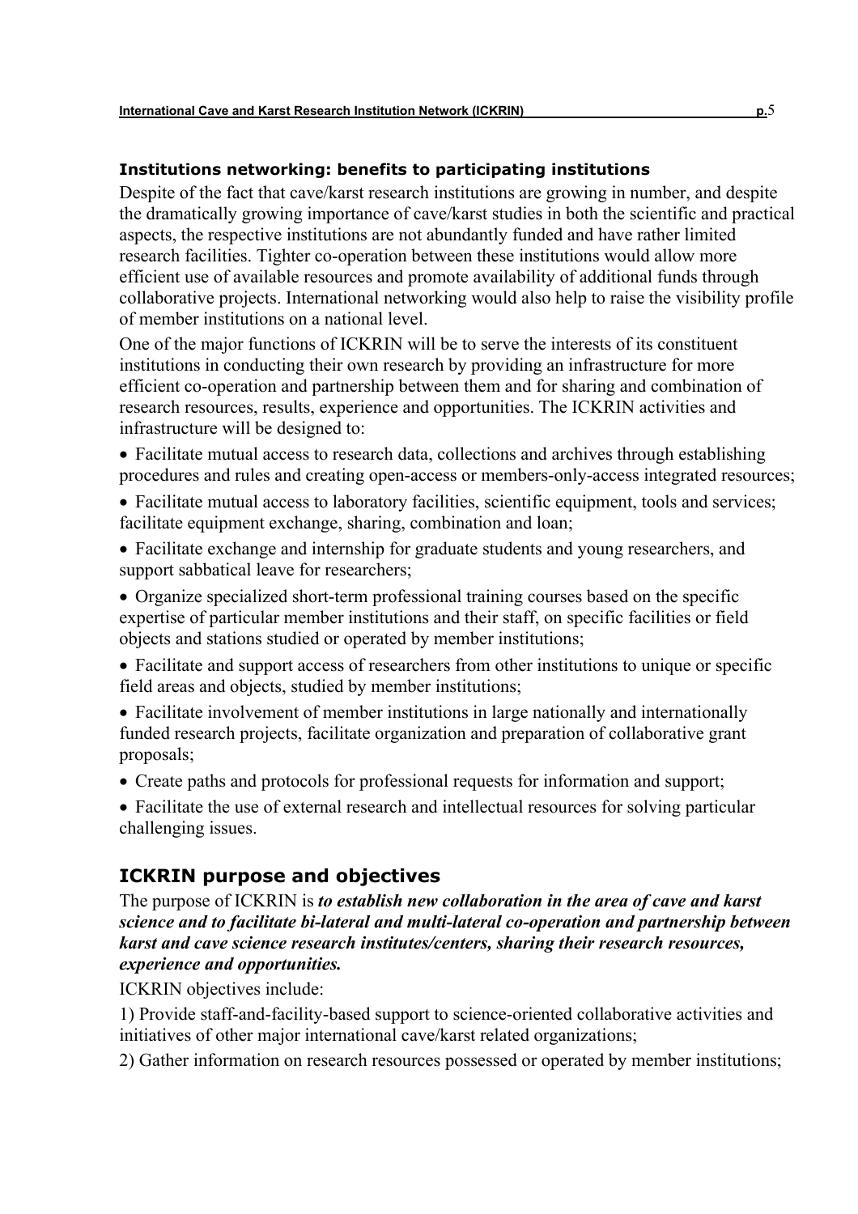### Institutions networking: benefits to participating institutions

Despite of the fact that cave/karst research institutions are growing in number, and despite the dramatically growing importance of cave/karst studies in both the scientific and practical aspects, the respective institutions are not abundantly funded and have rather limited research facilities. Tighter co-operation between these institutions would allow more efficient use of available resources and promote availability of additional funds through collaborative projects. International networking would also help to raise the visibility profile of member institutions on a national level.

One of the major functions of ICKRIN will be to serve the interests of its constituent institutions in conducting their own research by providing an infrastructure for more efficient co-operation and partnership between them and for sharing and combination of research resources, results, experience and opportunities. The ICKRIN activities and infrastructure will be designed to:

- Facilitate mutual access to research data, collections and archives through establishing procedures and rules and creating open-access or members-only-access integrated resources;
- Facilitate mutual access to laboratory facilities, scientific equipment, tools and services; facilitate equipment exchange, sharing, combination and loan;
- Facilitate exchange and internship for graduate students and young researchers, and support sabbatical leave for researchers;
- Organize specialized short-term professional training courses based on the specific expertise of particular member institutions and their staff, on specific facilities or field objects and stations studied or operated by member institutions;
- Facilitate and support access of researchers from other institutions to unique or specific field areas and objects, studied by member institutions;
- Facilitate involvement of member institutions in large nationally and internationally funded research projects, facilitate organization and preparation of collaborative grant proposals;
- Create paths and protocols for professional requests for information and support;
- Facilitate the use of external research and intellectual resources for solving particular challenging issues.

## ICKRIN purpose and objectives

The purpose of ICKRIN is ***to establish new collaboration in the area of cave and karst science and to facilitate bi-lateral and multi-lateral co-operation and partnership between karst and cave science research institutes/centers, sharing their research resources, experience and opportunities.***

ICKRIN objectives include:

1) Provide staff-and-facility-based support to science-oriented collaborative activities and initiatives of other major international cave/karst related organizations;

2) Gather information on research resources possessed or operated by member institutions;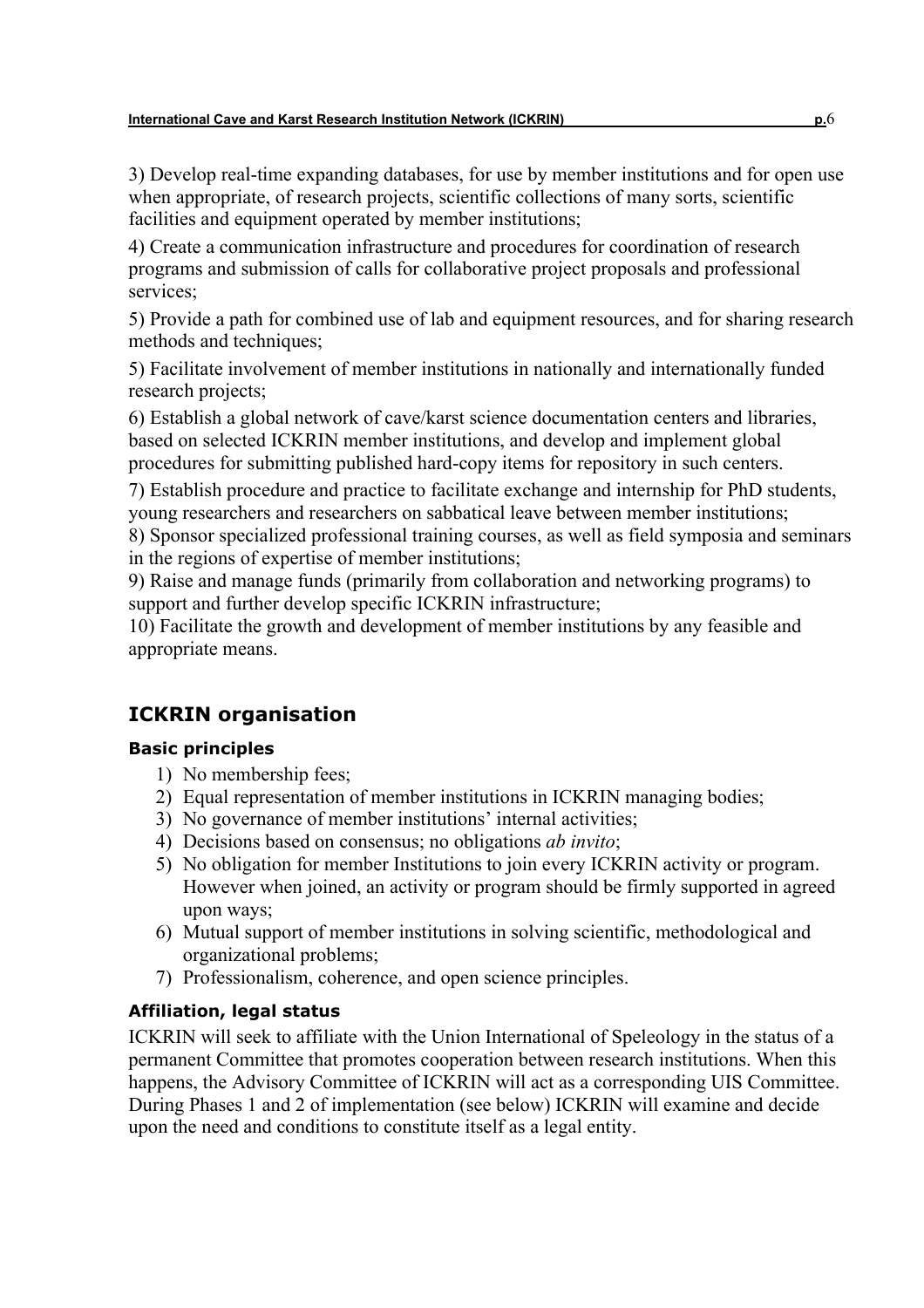3) Develop real-time expanding databases, for use by member institutions and for open use when appropriate, of research projects, scientific collections of many sorts, scientific facilities and equipment operated by member institutions;

4) Create a communication infrastructure and procedures for coordination of research programs and submission of calls for collaborative project proposals and professional services;

5) Provide a path for combined use of lab and equipment resources, and for sharing research methods and techniques;

5) Facilitate involvement of member institutions in nationally and internationally funded research projects;

6) Establish a global network of cave/karst science documentation centers and libraries, based on selected ICKRIN member institutions, and develop and implement global procedures for submitting published hard-copy items for repository in such centers.

7) Establish procedure and practice to facilitate exchange and internship for PhD students, young researchers and researchers on sabbatical leave between member institutions;

8) Sponsor specialized professional training courses, as well as field symposia and seminars in the regions of expertise of member institutions;

9) Raise and manage funds (primarily from collaboration and networking programs) to support and further develop specific ICKRIN infrastructure;

10) Facilitate the growth and development of member institutions by any feasible and appropriate means.

## ICKRIN organisation

### Basic principles

1) No membership fees;
2) Equal representation of member institutions in ICKRIN managing bodies;
3) No governance of member institutions' internal activities;
4) Decisions based on consensus; no obligations *ab invito*;
5) No obligation for member Institutions to join every ICKRIN activity or program. However when joined, an activity or program should be firmly supported in agreed upon ways;
6) Mutual support of member institutions in solving scientific, methodological and organizational problems;
7) Professionalism, coherence, and open science principles.

### Affiliation, legal status

ICKRIN will seek to affiliate with the Union International of Speleology in the status of a permanent Committee that promotes cooperation between research institutions. When this happens, the Advisory Committee of ICKRIN will act as a corresponding UIS Committee. During Phases 1 and 2 of implementation (see below) ICKRIN will examine and decide upon the need and conditions to constitute itself as a legal entity.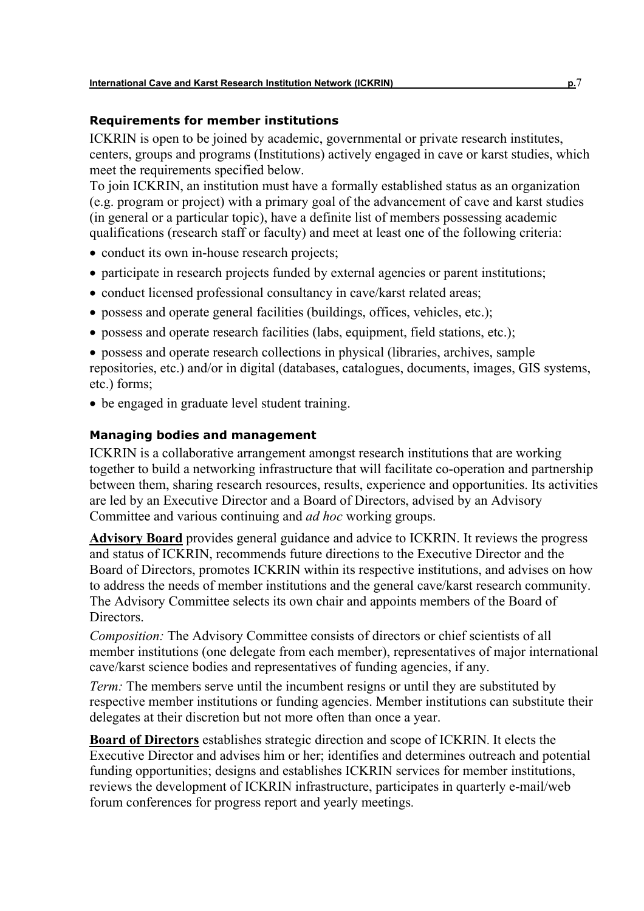### Requirements for member institutions

ICKRIN is open to be joined by academic, governmental or private research institutes, centers, groups and programs (Institutions) actively engaged in cave or karst studies, which meet the requirements specified below.

To join ICKRIN, an institution must have a formally established status as an organization (e.g. program or project) with a primary goal of the advancement of cave and karst studies (in general or a particular topic), have a definite list of members possessing academic qualifications (research staff or faculty) and meet at least one of the following criteria:

- conduct its own in-house research projects;
- participate in research projects funded by external agencies or parent institutions;
- conduct licensed professional consultancy in cave/karst related areas;
- possess and operate general facilities (buildings, offices, vehicles, etc.);
- possess and operate research facilities (labs, equipment, field stations, etc.);
- possess and operate research collections in physical (libraries, archives, sample repositories, etc.) and/or in digital (databases, catalogues, documents, images, GIS systems, etc.) forms;
- be engaged in graduate level student training.

### Managing bodies and management

ICKRIN is a collaborative arrangement amongst research institutions that are working together to build a networking infrastructure that will facilitate co-operation and partnership between them, sharing research resources, results, experience and opportunities. Its activities are led by an Executive Director and a Board of Directors, advised by an Advisory Committee and various continuing and *ad hoc* working groups.

**Advisory Board** provides general guidance and advice to ICKRIN. It reviews the progress and status of ICKRIN, recommends future directions to the Executive Director and the Board of Directors, promotes ICKRIN within its respective institutions, and advises on how to address the needs of member institutions and the general cave/karst research community. The Advisory Committee selects its own chair and appoints members of the Board of Directors.

*Composition:* The Advisory Committee consists of directors or chief scientists of all member institutions (one delegate from each member), representatives of major international cave/karst science bodies and representatives of funding agencies, if any.

*Term:* The members serve until the incumbent resigns or until they are substituted by respective member institutions or funding agencies. Member institutions can substitute their delegates at their discretion but not more often than once a year.

**Board of Directors** establishes strategic direction and scope of ICKRIN. It elects the Executive Director and advises him or her; identifies and determines outreach and potential funding opportunities; designs and establishes ICKRIN services for member institutions, reviews the development of ICKRIN infrastructure, participates in quarterly e-mail/web forum conferences for progress report and yearly meetings.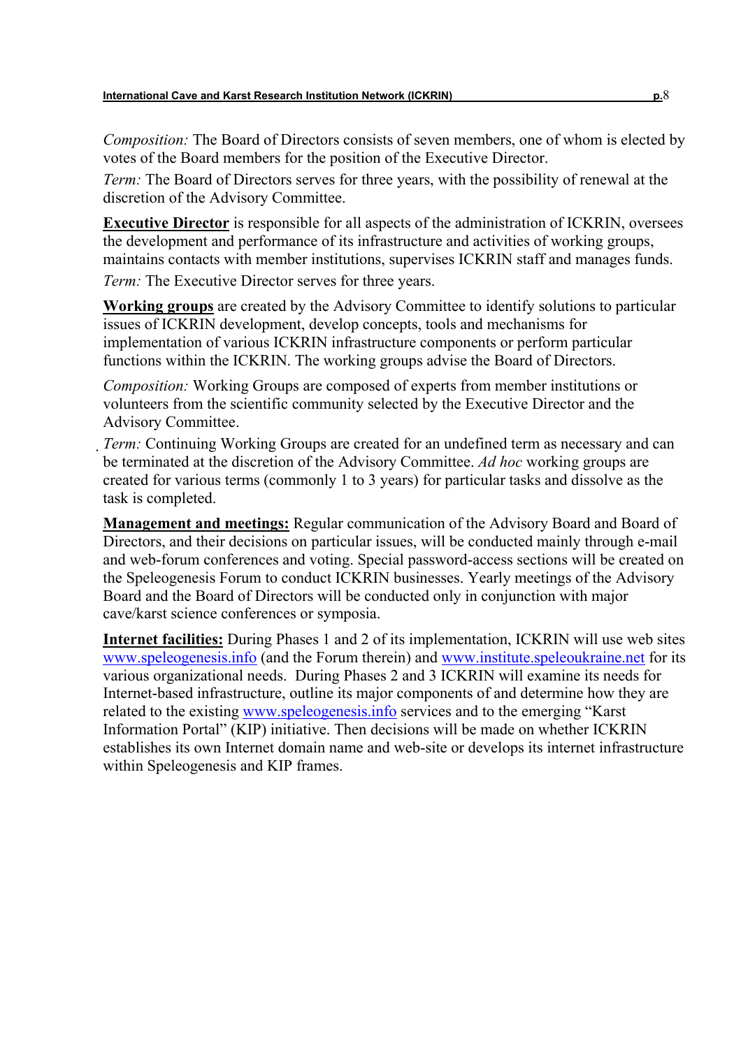*Composition:* The Board of Directors consists of seven members, one of whom is elected by votes of the Board members for the position of the Executive Director.

*Term:* The Board of Directors serves for three years, with the possibility of renewal at the discretion of the Advisory Committee.

**Executive Director** is responsible for all aspects of the administration of ICKRIN, oversees the development and performance of its infrastructure and activities of working groups, maintains contacts with member institutions, supervises ICKRIN staff and manages funds.

*Term:* The Executive Director serves for three years.

**Working groups** are created by the Advisory Committee to identify solutions to particular issues of ICKRIN development, develop concepts, tools and mechanisms for implementation of various ICKRIN infrastructure components or perform particular functions within the ICKRIN. The working groups advise the Board of Directors.

*Composition:* Working Groups are composed of experts from member institutions or volunteers from the scientific community selected by the Executive Director and the Advisory Committee.

*Term:* Continuing Working Groups are created for an undefined term as necessary and can be terminated at the discretion of the Advisory Committee. *Ad hoc* working groups are created for various terms (commonly 1 to 3 years) for particular tasks and dissolve as the task is completed.

**Management and meetings:** Regular communication of the Advisory Board and Board of Directors, and their decisions on particular issues, will be conducted mainly through e-mail and web-forum conferences and voting. Special password-access sections will be created on the Speleogenesis Forum to conduct ICKRIN businesses. Yearly meetings of the Advisory Board and the Board of Directors will be conducted only in conjunction with major cave/karst science conferences or symposia.

**Internet facilities:** During Phases 1 and 2 of its implementation, ICKRIN will use web sites www.speleogenesis.info (and the Forum therein) and www.institute.speleoukraine.net for its various organizational needs. During Phases 2 and 3 ICKRIN will examine its needs for Internet-based infrastructure, outline its major components of and determine how they are related to the existing www.speleogenesis.info services and to the emerging "Karst Information Portal" (KIP) initiative. Then decisions will be made on whether ICKRIN establishes its own Internet domain name and web-site or develops its internet infrastructure within Speleogenesis and KIP frames.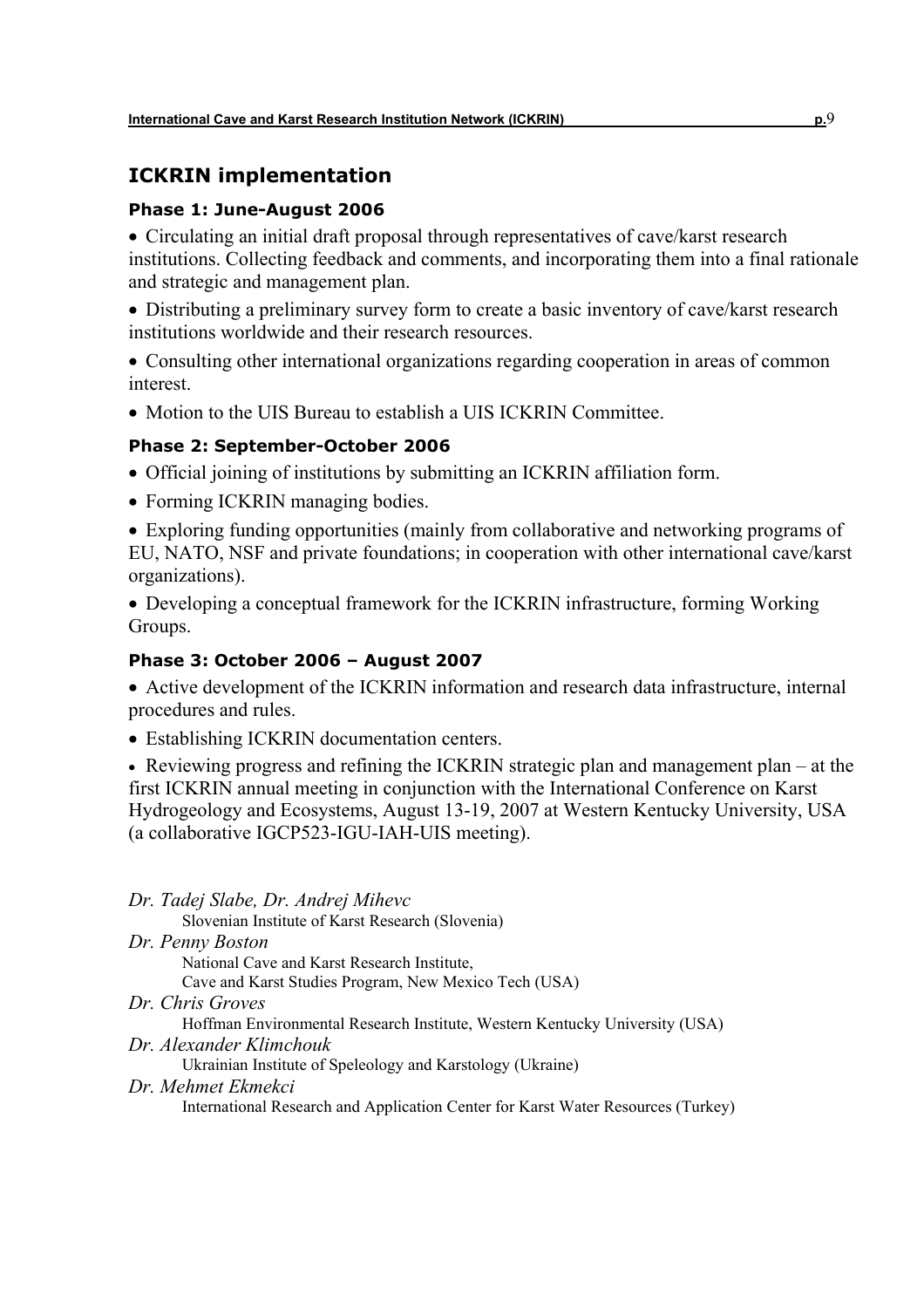## ICKRIN implementation

### Phase 1: June-August 2006

- Circulating an initial draft proposal through representatives of cave/karst research institutions. Collecting feedback and comments, and incorporating them into a final rationale and strategic and management plan.
- Distributing a preliminary survey form to create a basic inventory of cave/karst research institutions worldwide and their research resources.
- Consulting other international organizations regarding cooperation in areas of common interest.
- Motion to the UIS Bureau to establish a UIS ICKRIN Committee.

### Phase 2: September-October 2006

- Official joining of institutions by submitting an ICKRIN affiliation form.
- Forming ICKRIN managing bodies.
- Exploring funding opportunities (mainly from collaborative and networking programs of EU, NATO, NSF and private foundations; in cooperation with other international cave/karst organizations).
- Developing a conceptual framework for the ICKRIN infrastructure, forming Working Groups.

### Phase 3: October 2006 – August 2007

- Active development of the ICKRIN information and research data infrastructure, internal procedures and rules.
- Establishing ICKRIN documentation centers.
- Reviewing progress and refining the ICKRIN strategic plan and management plan – at the first ICKRIN annual meeting in conjunction with the International Conference on Karst Hydrogeology and Ecosystems, August 13-19, 2007 at Western Kentucky University, USA (a collaborative IGCP523-IGU-IAH-UIS meeting).

*Dr. Tadej Slabe, Dr. Andrej Mihevc*
Slovenian Institute of Karst Research (Slovenia)

*Dr. Penny Boston*
National Cave and Karst Research Institute,
Cave and Karst Studies Program, New Mexico Tech (USA)

*Dr. Chris Groves*
Hoffman Environmental Research Institute, Western Kentucky University (USA)

*Dr. Alexander Klimchouk*
Ukrainian Institute of Speleology and Karstology (Ukraine)

*Dr. Mehmet Ekmekci*
International Research and Application Center for Karst Water Resources (Turkey)